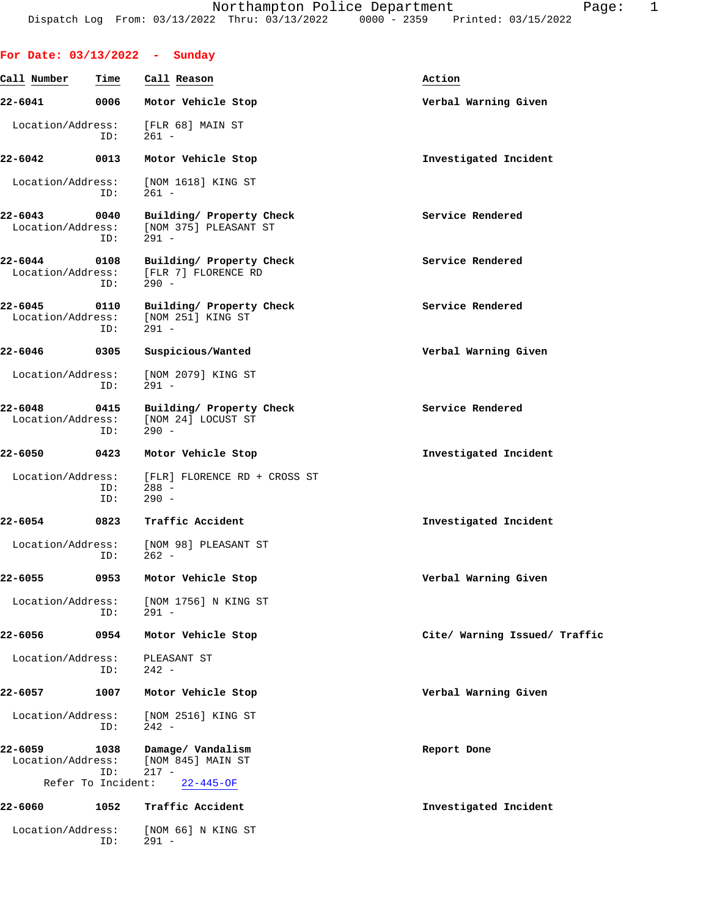Northampton Police Department
Dispatch Log From: 03/13/2022 Thru: 03/13/2022 0000 - 2359 Printed: 03/15/2022

## For Date: 03/13/2022 - Sunday

| Call Number | Time | Call Reason | Action |
|---|---|---|---|
| **22-6041** | **0006** | **Motor Vehicle Stop** | **Verbal Warning Given** |

Location/Address: [FLR 68] MAIN ST
ID: 261 -

| | | | |
|---|---|---|---|
| **22-6042** | **0013** | **Motor Vehicle Stop** | **Investigated Incident** |

Location/Address: [NOM 1618] KING ST
ID: 261 -

| | | | |
|---|---|---|---|
| **22-6043** | **0040** | **Building/ Property Check** | **Service Rendered** |

Location/Address: [NOM 375] PLEASANT ST
ID: 291 -

| | | | |
|---|---|---|---|
| **22-6044** | **0108** | **Building/ Property Check** | **Service Rendered** |

Location/Address: [FLR 7] FLORENCE RD
ID: 290 -

| | | | |
|---|---|---|---|
| **22-6045** | **0110** | **Building/ Property Check** | **Service Rendered** |

Location/Address: [NOM 251] KING ST
ID: 291 -

| | | | |
|---|---|---|---|
| **22-6046** | **0305** | **Suspicious/Wanted** | **Verbal Warning Given** |

Location/Address: [NOM 2079] KING ST
ID: 291 -

| | | | |
|---|---|---|---|
| **22-6048** | **0415** | **Building/ Property Check** | **Service Rendered** |

Location/Address: [NOM 24] LOCUST ST
ID: 290 -

| | | | |
|---|---|---|---|
| **22-6050** | **0423** | **Motor Vehicle Stop** | **Investigated Incident** |

Location/Address: [FLR] FLORENCE RD + CROSS ST
ID: 288 -
ID: 290 -

| | | | |
|---|---|---|---|
| **22-6054** | **0823** | **Traffic Accident** | **Investigated Incident** |

Location/Address: [NOM 98] PLEASANT ST
ID: 262 -

| | | | |
|---|---|---|---|
| **22-6055** | **0953** | **Motor Vehicle Stop** | **Verbal Warning Given** |

Location/Address: [NOM 1756] N KING ST
ID: 291 -

| | | | |
|---|---|---|---|
| **22-6056** | **0954** | **Motor Vehicle Stop** | **Cite/ Warning Issued/ Traffic** |

Location/Address: PLEASANT ST
ID: 242 -

| | | | |
|---|---|---|---|
| **22-6057** | **1007** | **Motor Vehicle Stop** | **Verbal Warning Given** |

Location/Address: [NOM 2516] KING ST
ID: 242 -

| | | | |
|---|---|---|---|
| **22-6059** | **1038** | **Damage/ Vandalism** | **Report Done** |

Location/Address: [NOM 845] MAIN ST
ID: 217 -
Refer To Incident: 22-445-OF

| | | | |
|---|---|---|---|
| **22-6060** | **1052** | **Traffic Accident** | **Investigated Incident** |

Location/Address: [NOM 66] N KING ST
ID: 291 -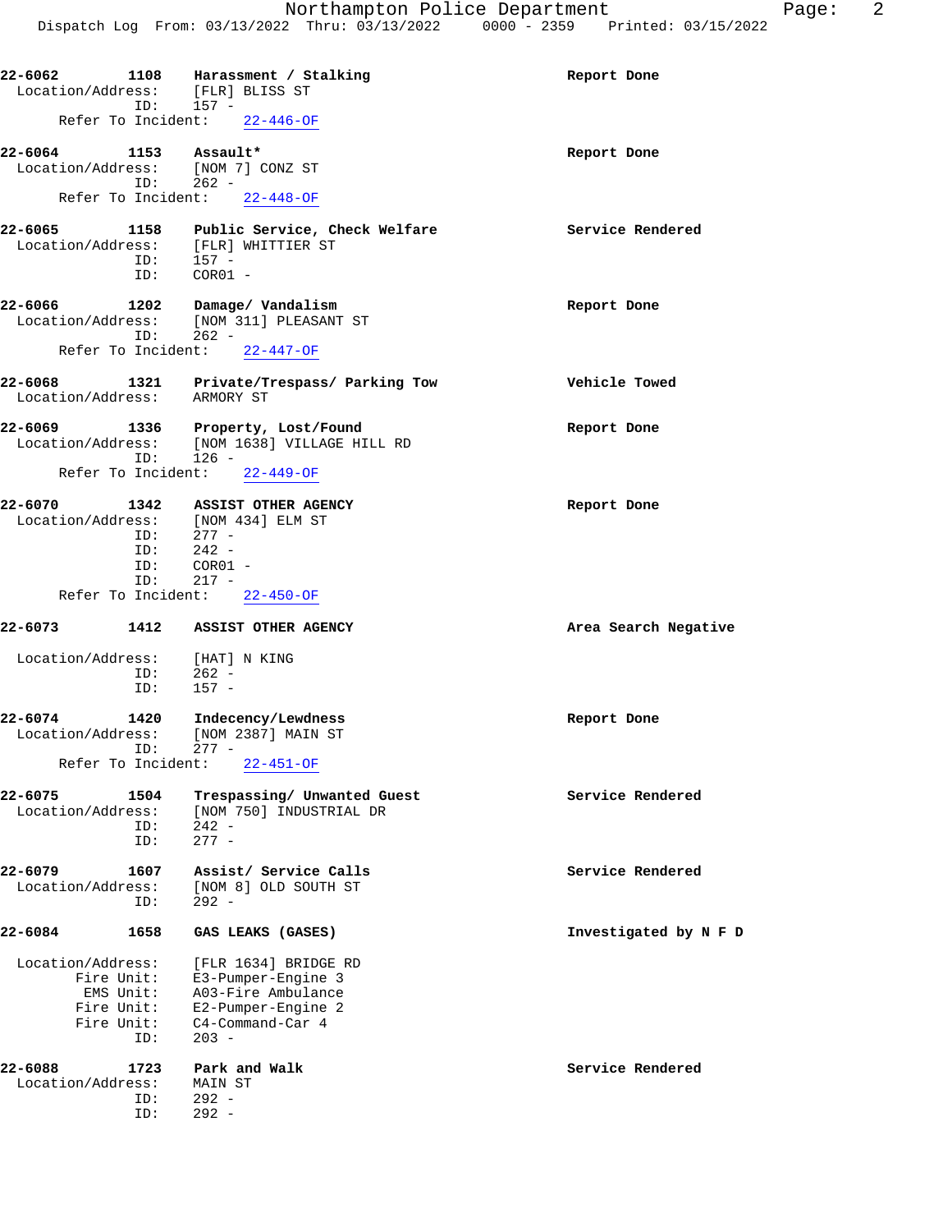**22-6062** **1108** **Harassment / Stalking** **Report Done**
Location/Address: [FLR] BLISS ST
ID: 157 -
Refer To Incident: 22-446-OF

**22-6064** **1153** **Assault*** **Report Done**
Location/Address: [NOM 7] CONZ ST
ID: 262 -
Refer To Incident: 22-448-OF

**22-6065** **1158** **Public Service, Check Welfare** **Service Rendered**
Location/Address: [FLR] WHITTIER ST
ID: 157 -
ID: COR01 -

**22-6066** **1202** **Damage/ Vandalism** **Report Done**
Location/Address: [NOM 311] PLEASANT ST
ID: 262 -
Refer To Incident: 22-447-OF

**22-6068** **1321** **Private/Trespass/ Parking Tow** **Vehicle Towed**
Location/Address: ARMORY ST

**22-6069** **1336** **Property, Lost/Found** **Report Done**
Location/Address: [NOM 1638] VILLAGE HILL RD
ID: 126 -
Refer To Incident: 22-449-OF

**22-6070** **1342** **ASSIST OTHER AGENCY** **Report Done**
Location/Address: [NOM 434] ELM ST
ID: 277 -
ID: 242 -
ID: COR01 -
ID: 217 -
Refer To Incident: 22-450-OF

**22-6073** **1412** **ASSIST OTHER AGENCY** **Area Search Negative**
Location/Address: [HAT] N KING
ID: 262 -
ID: 157 -

**22-6074** **1420** **Indecency/Lewdness** **Report Done**
Location/Address: [NOM 2387] MAIN ST
ID: 277 -
Refer To Incident: 22-451-OF

**22-6075** **1504** **Trespassing/ Unwanted Guest** **Service Rendered**
Location/Address: [NOM 750] INDUSTRIAL DR
ID: 242 -
ID: 277 -

**22-6079** **1607** **Assist/ Service Calls** **Service Rendered**
Location/Address: [NOM 8] OLD SOUTH ST
ID: 292 -

**22-6084** **1658** **GAS LEAKS (GASES)** **Investigated by N F D**
Location/Address: [FLR 1634] BRIDGE RD
Fire Unit: E3-Pumper-Engine 3
EMS Unit: A03-Fire Ambulance
Fire Unit: E2-Pumper-Engine 2
Fire Unit: C4-Command-Car 4
ID: 203 -

**22-6088** **1723** **Park and Walk** **Service Rendered**
Location/Address: MAIN ST
ID: 292 -
ID: 292 -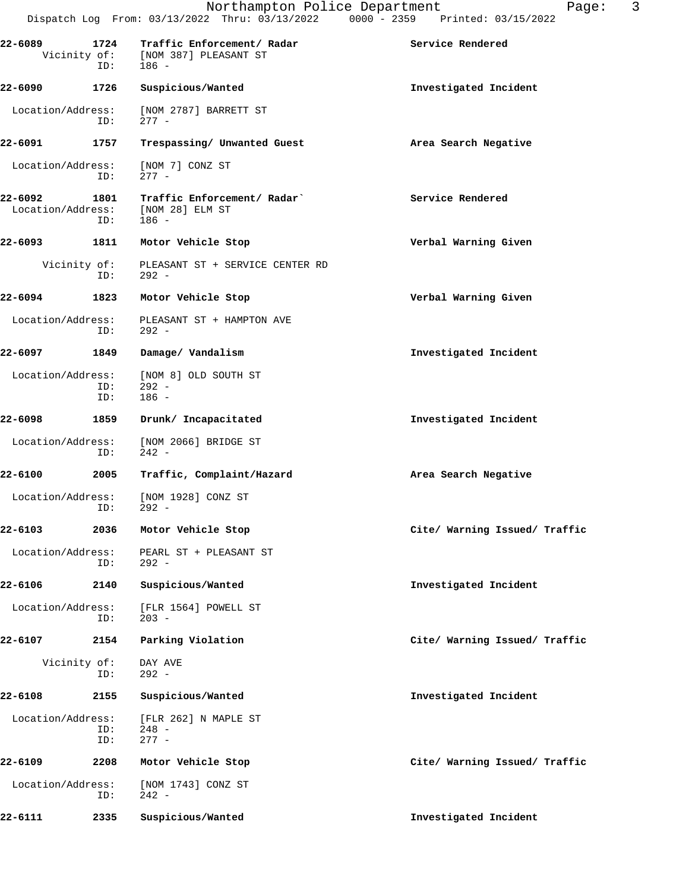**22-6089 1724 Traffic Enforcement/ Radar** — Service Rendered

Vicinity of: [NOM 387] PLEASANT ST
ID: 186 -

**22-6090 1726 Suspicious/Wanted** — Investigated Incident

Location/Address: [NOM 2787] BARRETT ST
ID: 277 -

**22-6091 1757 Trespassing/ Unwanted Guest** — Area Search Negative

Location/Address: [NOM 7] CONZ ST
ID: 277 -

**22-6092 1801 Traffic Enforcement/ Radar`** — Service Rendered

Location/Address: [NOM 28] ELM ST
ID: 186 -

**22-6093 1811 Motor Vehicle Stop** — Verbal Warning Given

Vicinity of: PLEASANT ST + SERVICE CENTER RD
ID: 292 -

**22-6094 1823 Motor Vehicle Stop** — Verbal Warning Given

Location/Address: PLEASANT ST + HAMPTON AVE
ID: 292 -

**22-6097 1849 Damage/ Vandalism** — Investigated Incident

Location/Address: [NOM 8] OLD SOUTH ST
ID: 292 -
ID: 186 -

**22-6098 1859 Drunk/ Incapacitated** — Investigated Incident

Location/Address: [NOM 2066] BRIDGE ST
ID: 242 -

**22-6100 2005 Traffic, Complaint/Hazard** — Area Search Negative

Location/Address: [NOM 1928] CONZ ST
ID: 292 -

**22-6103 2036 Motor Vehicle Stop** — Cite/ Warning Issued/ Traffic

Location/Address: PEARL ST + PLEASANT ST
ID: 292 -

**22-6106 2140 Suspicious/Wanted** — Investigated Incident

Location/Address: [FLR 1564] POWELL ST
ID: 203 -

**22-6107 2154 Parking Violation** — Cite/ Warning Issued/ Traffic

Vicinity of: DAY AVE
ID: 292 -

**22-6108 2155 Suspicious/Wanted** — Investigated Incident

Location/Address: [FLR 262] N MAPLE ST
ID: 248 -
ID: 277 -

**22-6109 2208 Motor Vehicle Stop** — Cite/ Warning Issued/ Traffic

Location/Address: [NOM 1743] CONZ ST
ID: 242 -

**22-6111 2335 Suspicious/Wanted** — Investigated Incident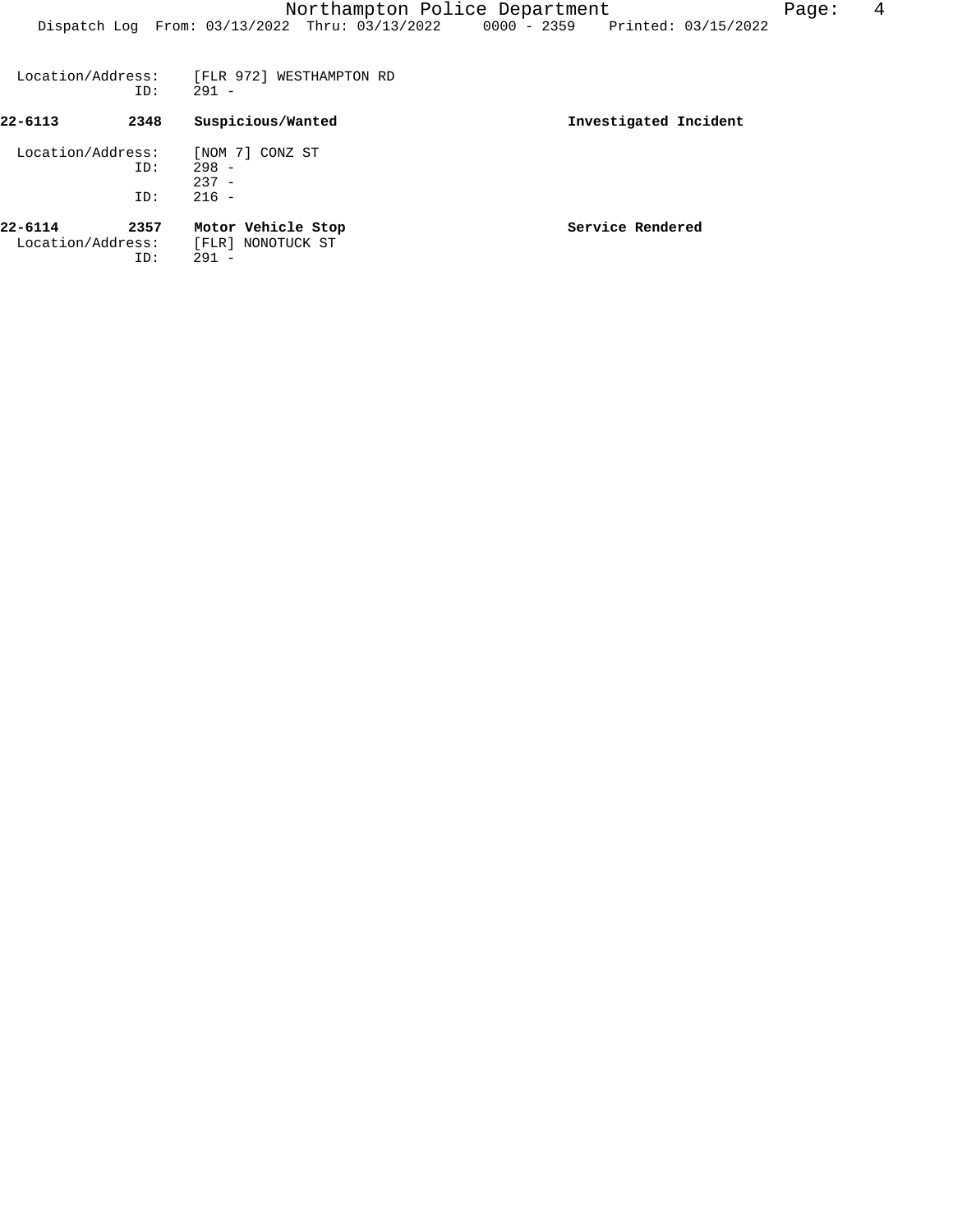Location/Address: [FLR 972] WESTHAMPTON RD
ID: 291 -

**22-6113 2348 Suspicious/Wanted** **Investigated Incident**

Location/Address: [NOM 7] CONZ ST
ID: 298 -
237 -
ID: 216 -

**22-6114 2357 Motor Vehicle Stop** **Service Rendered**

Location/Address: [FLR] NONOTUCK ST
ID: 291 -